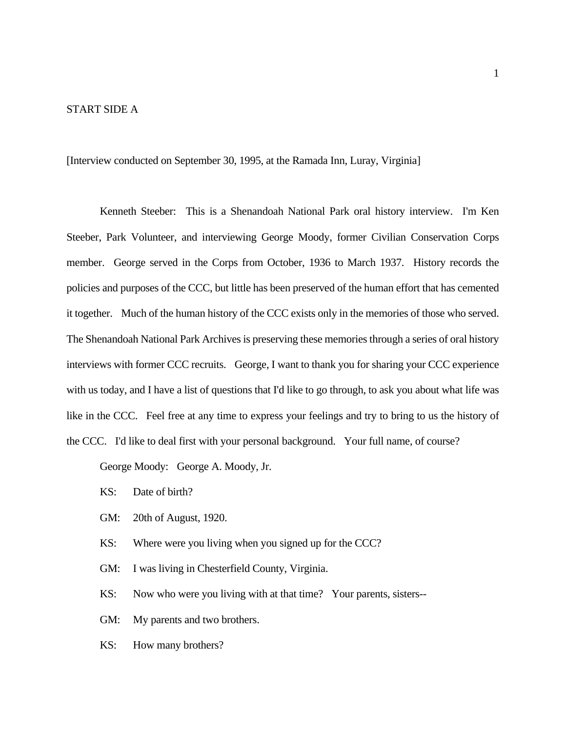START SIDE A

[Interview conducted on September 30, 1995, at the Ramada Inn, Luray, Virginia]

Kenneth Steeber: This is a Shenandoah National Park oral history interview. I'm Ken Steeber, Park Volunteer, and interviewing George Moody, former Civilian Conservation Corps member. George served in the Corps from October, 1936 to March 1937. History records the policies and purposes of the CCC, but little has been preserved of the human effort that has cemented it together. Much of the human history of the CCC exists only in the memories of those who served. The Shenandoah National Park Archives is preserving these memories through a series of oral history interviews with former CCC recruits. George, I want to thank you for sharing your CCC experience with us today, and I have a list of questions that I'd like to go through, to ask you about what life was like in the CCC. Feel free at any time to express your feelings and try to bring to us the history of the CCC. I'd like to deal first with your personal background. Your full name, of course?

George Moody: George A. Moody, Jr.

KS: Date of birth?

GM: 20th of August, 1920.

KS: Where were you living when you signed up for the CCC?

GM: I was living in Chesterfield County, Virginia.

KS: Now who were you living with at that time? Your parents, sisters--

GM: My parents and two brothers.

KS: How many brothers?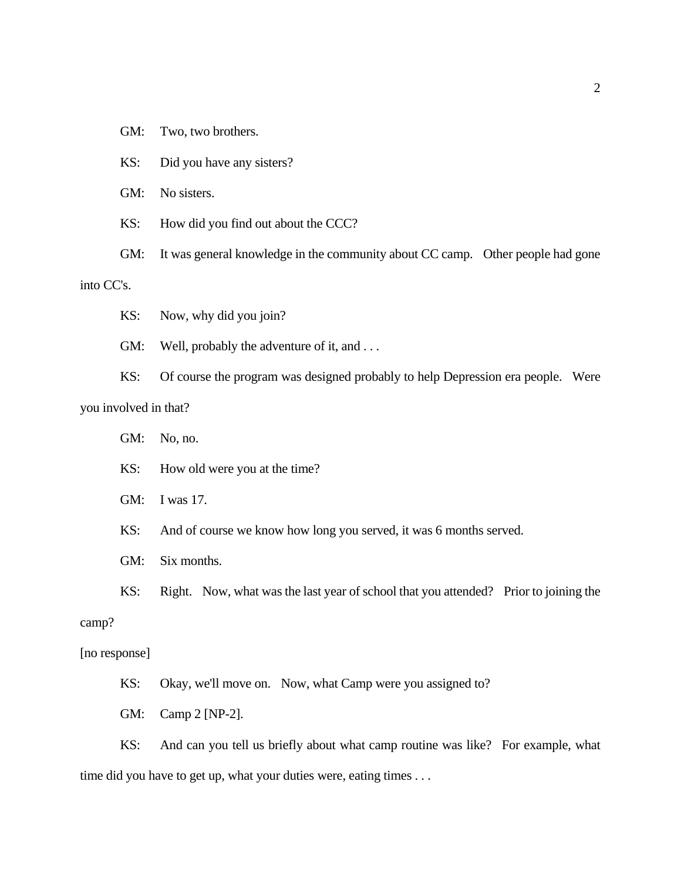GM: Two, two brothers.

KS: Did you have any sisters?

GM: No sisters.

KS: How did you find out about the CCC?

GM: It was general knowledge in the community about CC camp. Other people had gone into CC's.

KS: Now, why did you join?

GM: Well, probably the adventure of it, and . . .

KS: Of course the program was designed probably to help Depression era people. Were you involved in that?

GM: No, no.

KS: How old were you at the time?

GM: I was 17.

KS: And of course we know how long you served, it was 6 months served.

GM: Six months.

KS: Right. Now, what was the last year of school that you attended? Prior to joining the camp?

[no response]

KS: Okay, we'll move on. Now, what Camp were you assigned to?

GM: Camp 2 [NP-2].

KS: And can you tell us briefly about what camp routine was like? For example, what time did you have to get up, what your duties were, eating times . . .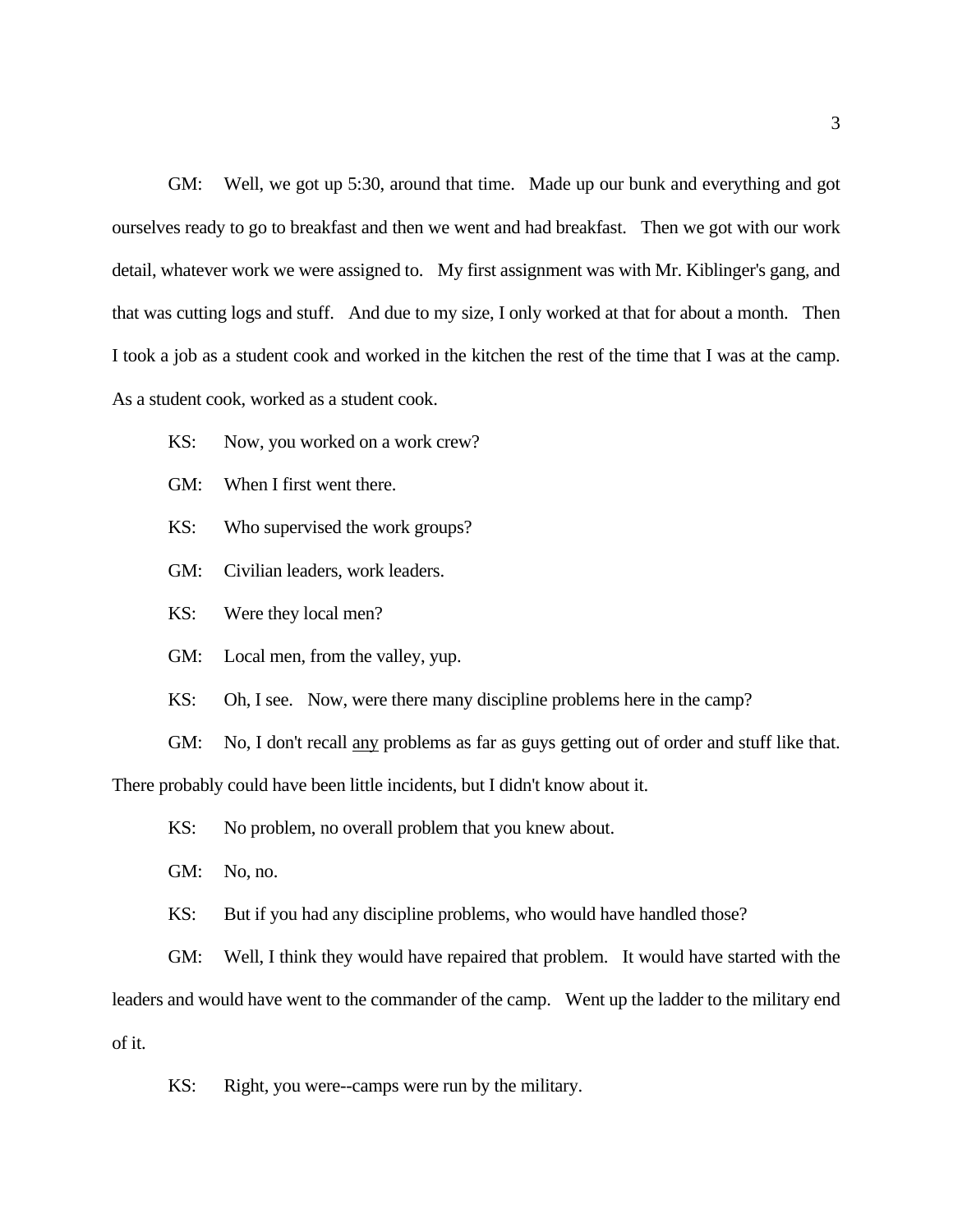GM: Well, we got up 5:30, around that time. Made up our bunk and everything and got ourselves ready to go to breakfast and then we went and had breakfast. Then we got with our work detail, whatever work we were assigned to. My first assignment was with Mr. Kiblinger's gang, and that was cutting logs and stuff. And due to my size, I only worked at that for about a month. Then I took a job as a student cook and worked in the kitchen the rest of the time that I was at the camp. As a student cook, worked as a student cook.

KS: Now, you worked on a work crew?

GM: When I first went there.

KS: Who supervised the work groups?

GM: Civilian leaders, work leaders.

KS: Were they local men?

GM: Local men, from the valley, yup.

KS: Oh, I see. Now, were there many discipline problems here in the camp?

GM: No, I don't recall <u>any</u> problems as far as guys getting out of order and stuff like that. There probably could have been little incidents, but I didn't know about it.

KS: No problem, no overall problem that you knew about.

GM: No, no.

KS: But if you had any discipline problems, who would have handled those?

GM: Well, I think they would have repaired that problem. It would have started with the leaders and would have went to the commander of the camp. Went up the ladder to the military end of it.

KS: Right, you were--camps were run by the military.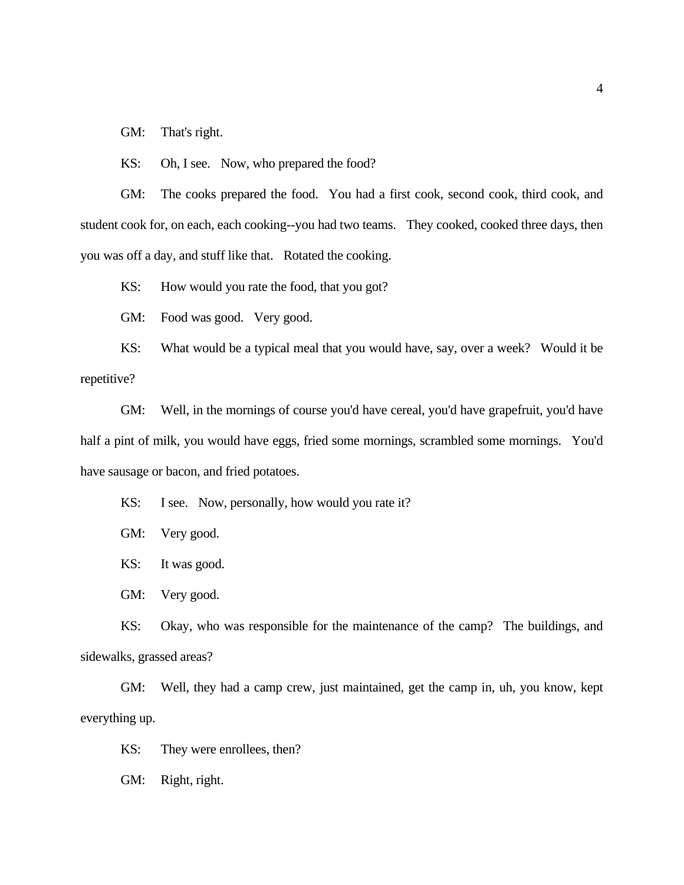GM: That's right.

KS: Oh, I see. Now, who prepared the food?

GM: The cooks prepared the food. You had a first cook, second cook, third cook, and student cook for, on each, each cooking--you had two teams. They cooked, cooked three days, then you was off a day, and stuff like that. Rotated the cooking.

KS: How would you rate the food, that you got?

GM: Food was good. Very good.

KS: What would be a typical meal that you would have, say, over a week? Would it be repetitive?

GM: Well, in the mornings of course you'd have cereal, you'd have grapefruit, you'd have half a pint of milk, you would have eggs, fried some mornings, scrambled some mornings. You'd have sausage or bacon, and fried potatoes.

KS: I see. Now, personally, how would you rate it?

GM: Very good.

KS: It was good.

GM: Very good.

KS: Okay, who was responsible for the maintenance of the camp? The buildings, and sidewalks, grassed areas?

GM: Well, they had a camp crew, just maintained, get the camp in, uh, you know, kept everything up.

KS: They were enrollees, then?

GM: Right, right.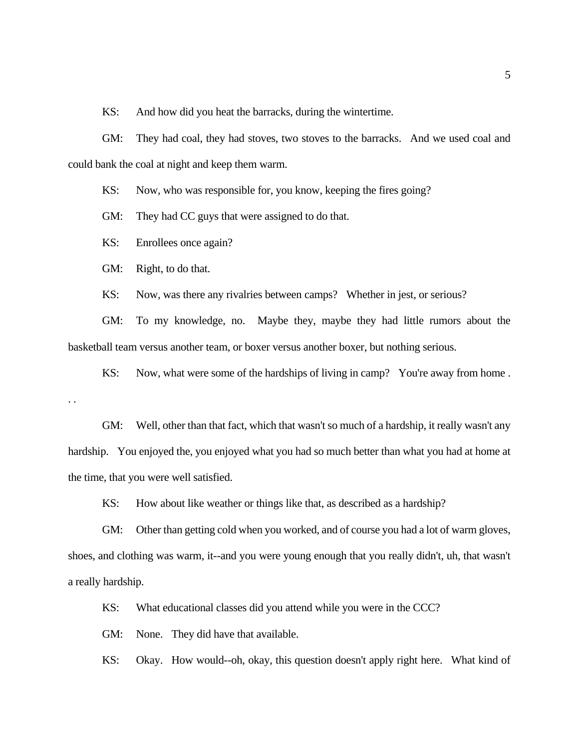KS: And how did you heat the barracks, during the wintertime.

GM: They had coal, they had stoves, two stoves to the barracks. And we used coal and could bank the coal at night and keep them warm.

KS: Now, who was responsible for, you know, keeping the fires going?

GM: They had CC guys that were assigned to do that.

KS: Enrollees once again?

GM: Right, to do that.

KS: Now, was there any rivalries between camps? Whether in jest, or serious?

GM: To my knowledge, no. Maybe they, maybe they had little rumors about the basketball team versus another team, or boxer versus another boxer, but nothing serious.

KS: Now, what were some of the hardships of living in camp? You're away from home . . .

GM: Well, other than that fact, which that wasn't so much of a hardship, it really wasn't any hardship. You enjoyed the, you enjoyed what you had so much better than what you had at home at the time, that you were well satisfied.

KS: How about like weather or things like that, as described as a hardship?

GM: Other than getting cold when you worked, and of course you had a lot of warm gloves, shoes, and clothing was warm, it--and you were young enough that you really didn't, uh, that wasn't a really hardship.

KS: What educational classes did you attend while you were in the CCC?

GM: None. They did have that available.

KS: Okay. How would--oh, okay, this question doesn't apply right here. What kind of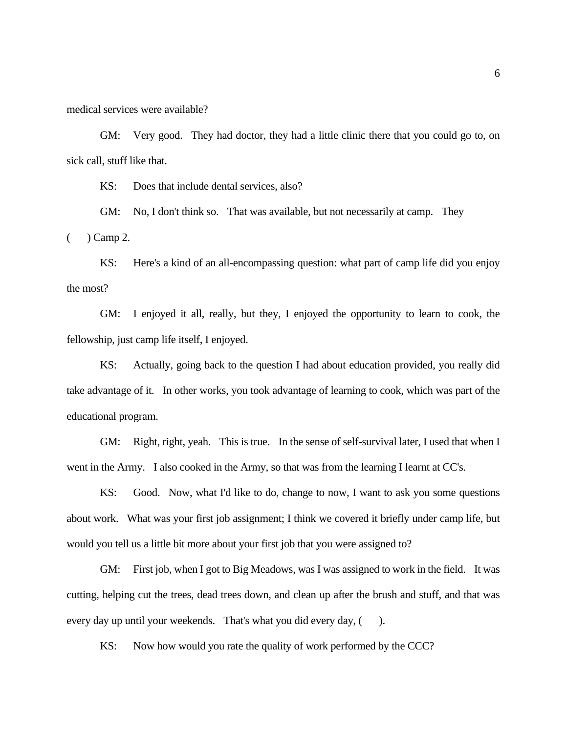medical services were available?

GM: Very good. They had doctor, they had a little clinic there that you could go to, on sick call, stuff like that.

KS: Does that include dental services, also?

GM: No, I don't think so. That was available, but not necessarily at camp. They (     ) Camp 2.

KS: Here's a kind of an all-encompassing question: what part of camp life did you enjoy the most?

GM: I enjoyed it all, really, but they, I enjoyed the opportunity to learn to cook, the fellowship, just camp life itself, I enjoyed.

KS: Actually, going back to the question I had about education provided, you really did take advantage of it. In other works, you took advantage of learning to cook, which was part of the educational program.

GM: Right, right, yeah. This is true. In the sense of self-survival later, I used that when I went in the Army. I also cooked in the Army, so that was from the learning I learnt at CC's.

KS: Good. Now, what I'd like to do, change to now, I want to ask you some questions about work. What was your first job assignment; I think we covered it briefly under camp life, but would you tell us a little bit more about your first job that you were assigned to?

GM: First job, when I got to Big Meadows, was I was assigned to work in the field. It was cutting, helping cut the trees, dead trees down, and clean up after the brush and stuff, and that was every day up until your weekends. That's what you did every day, (     ).

KS: Now how would you rate the quality of work performed by the CCC?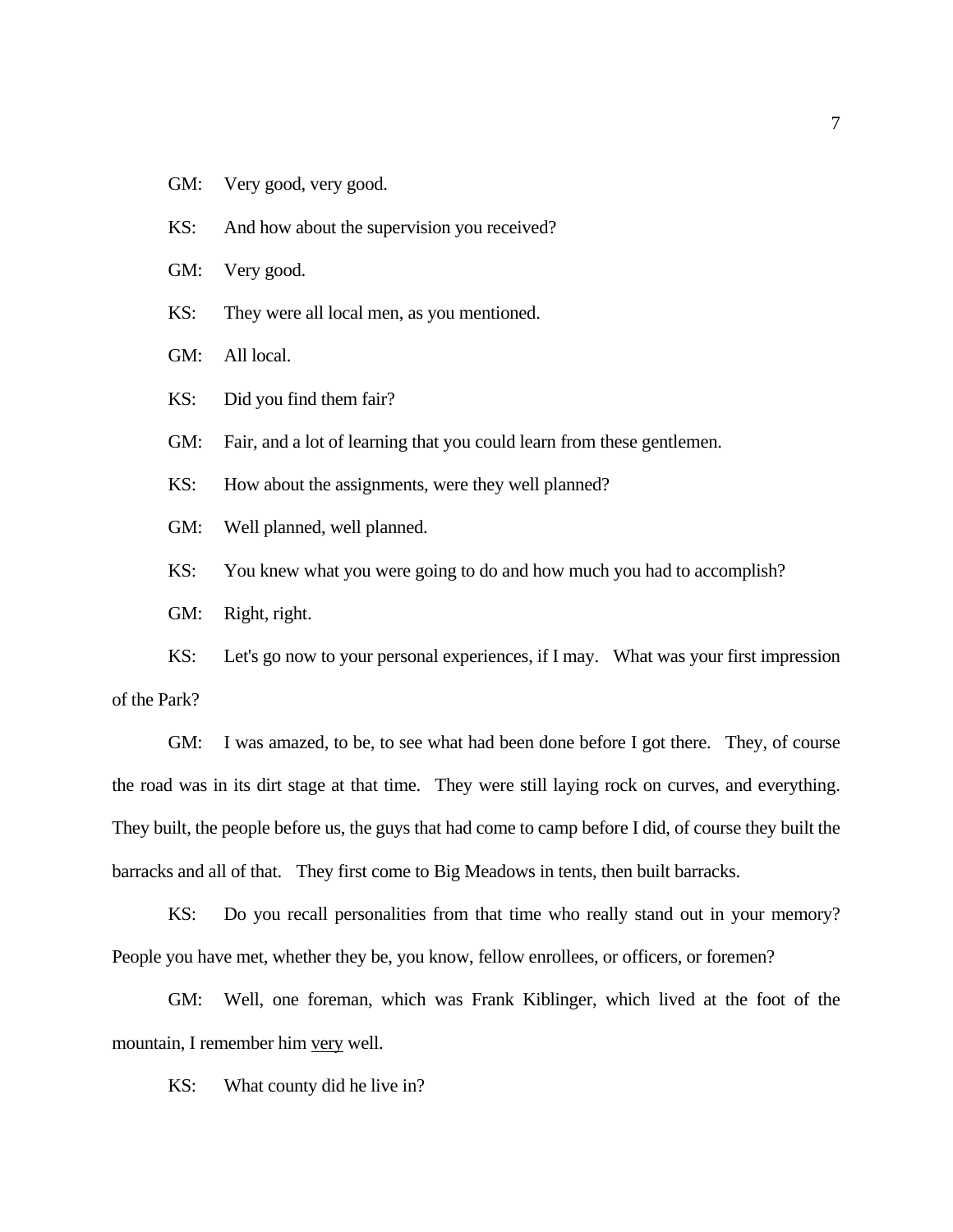GM: Very good, very good.

KS: And how about the supervision you received?

GM: Very good.

KS: They were all local men, as you mentioned.

GM: All local.

KS: Did you find them fair?

GM: Fair, and a lot of learning that you could learn from these gentlemen.

KS: How about the assignments, were they well planned?

GM: Well planned, well planned.

KS: You knew what you were going to do and how much you had to accomplish?

GM: Right, right.

KS: Let's go now to your personal experiences, if I may. What was your first impression of the Park?

GM: I was amazed, to be, to see what had been done before I got there. They, of course the road was in its dirt stage at that time. They were still laying rock on curves, and everything. They built, the people before us, the guys that had come to camp before I did, of course they built the barracks and all of that. They first come to Big Meadows in tents, then built barracks.

KS: Do you recall personalities from that time who really stand out in your memory? People you have met, whether they be, you know, fellow enrollees, or officers, or foremen?

GM: Well, one foreman, which was Frank Kiblinger, which lived at the foot of the mountain, I remember him <u>very</u> well.

KS: What county did he live in?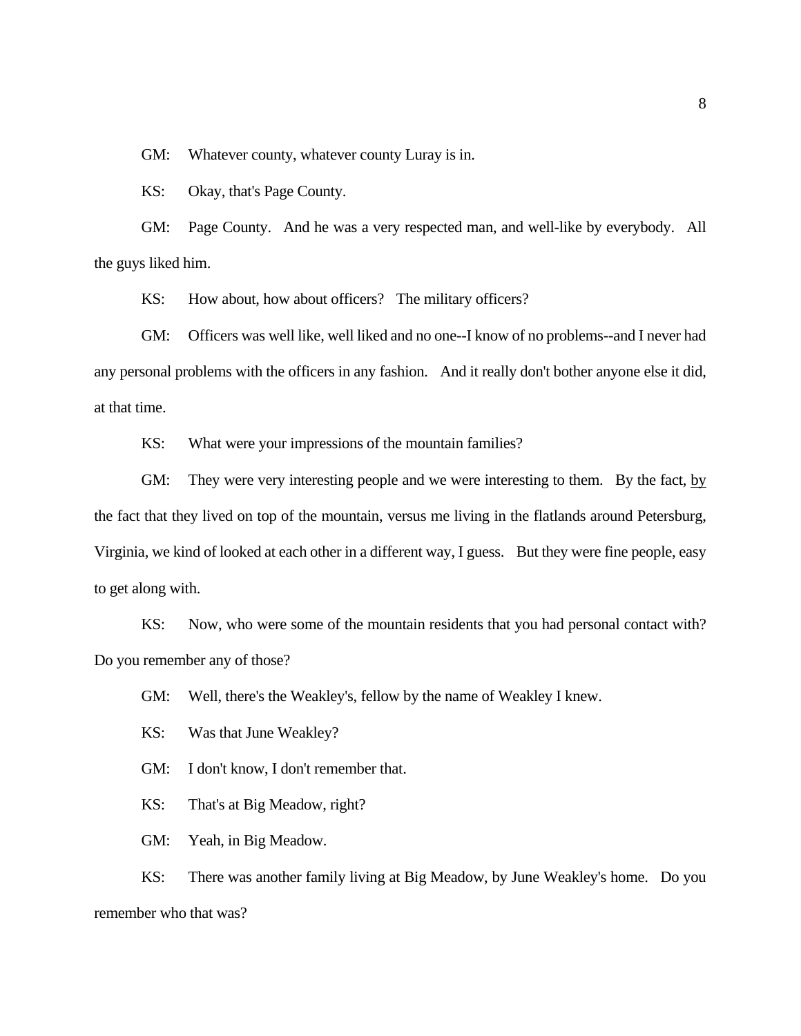GM: Whatever county, whatever county Luray is in.

KS: Okay, that's Page County.

GM: Page County. And he was a very respected man, and well-like by everybody. All the guys liked him.

KS: How about, how about officers? The military officers?

GM: Officers was well like, well liked and no one--I know of no problems--and I never had any personal problems with the officers in any fashion. And it really don't bother anyone else it did, at that time.

KS: What were your impressions of the mountain families?

GM: They were very interesting people and we were interesting to them. By the fact, <u>by</u> the fact that they lived on top of the mountain, versus me living in the flatlands around Petersburg, Virginia, we kind of looked at each other in a different way, I guess. But they were fine people, easy to get along with.

KS: Now, who were some of the mountain residents that you had personal contact with? Do you remember any of those?

GM: Well, there's the Weakley's, fellow by the name of Weakley I knew.

KS: Was that June Weakley?

GM: I don't know, I don't remember that.

KS: That's at Big Meadow, right?

GM: Yeah, in Big Meadow.

KS: There was another family living at Big Meadow, by June Weakley's home. Do you remember who that was?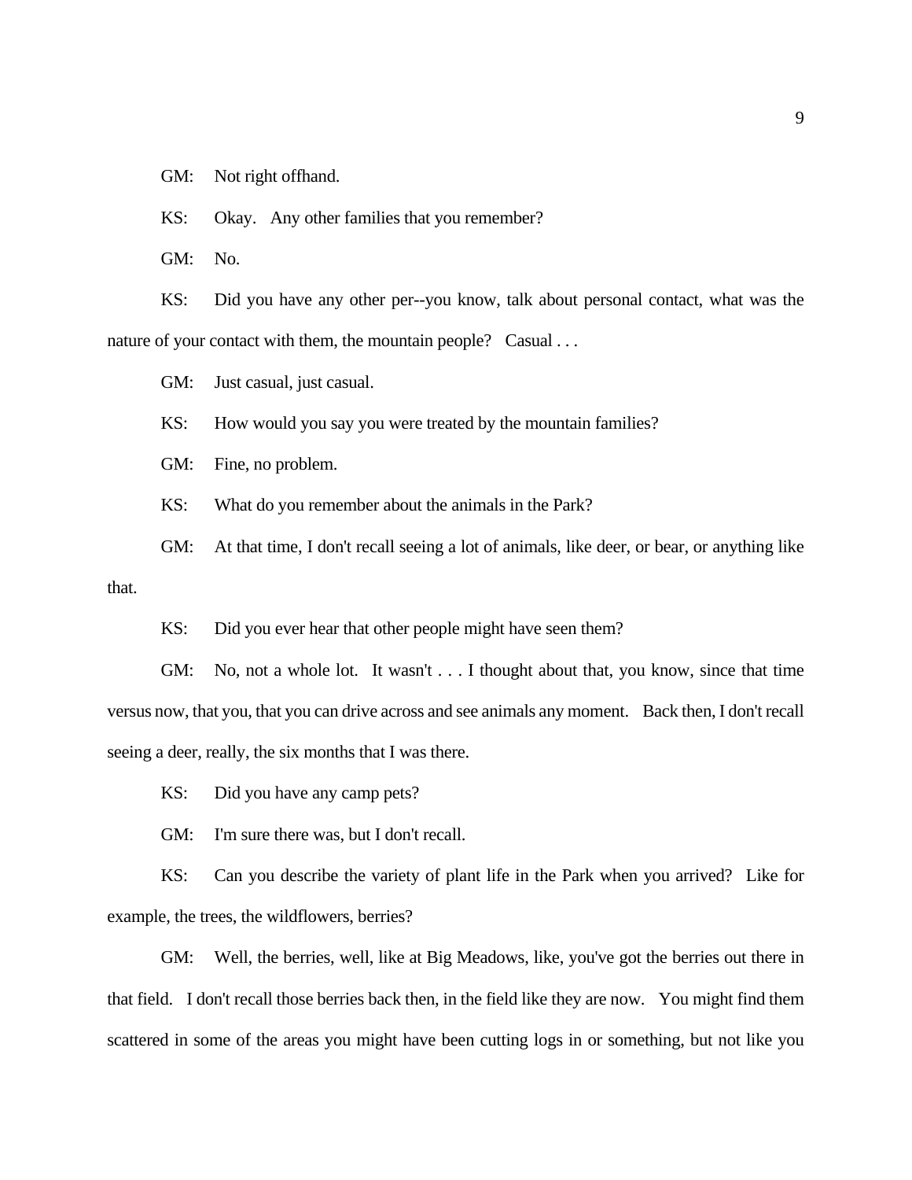GM: Not right offhand.

KS: Okay. Any other families that you remember?

GM: No.

KS: Did you have any other per--you know, talk about personal contact, what was the nature of your contact with them, the mountain people? Casual . . .

GM: Just casual, just casual.

KS: How would you say you were treated by the mountain families?

GM: Fine, no problem.

KS: What do you remember about the animals in the Park?

GM: At that time, I don't recall seeing a lot of animals, like deer, or bear, or anything like that.

KS: Did you ever hear that other people might have seen them?

GM: No, not a whole lot. It wasn't . . . I thought about that, you know, since that time versus now, that you, that you can drive across and see animals any moment. Back then, I don't recall seeing a deer, really, the six months that I was there.

KS: Did you have any camp pets?

GM: I'm sure there was, but I don't recall.

KS: Can you describe the variety of plant life in the Park when you arrived? Like for example, the trees, the wildflowers, berries?

GM: Well, the berries, well, like at Big Meadows, like, you've got the berries out there in that field. I don't recall those berries back then, in the field like they are now. You might find them scattered in some of the areas you might have been cutting logs in or something, but not like you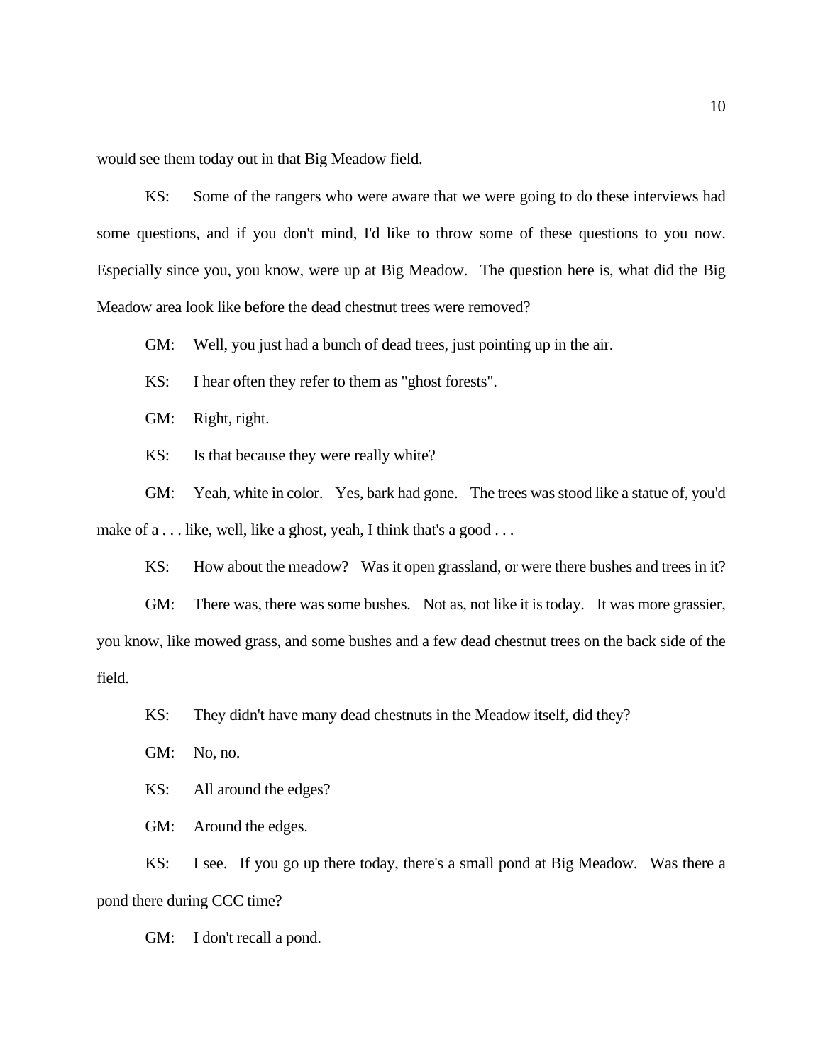would see them today out in that Big Meadow field.

KS: Some of the rangers who were aware that we were going to do these interviews had some questions, and if you don't mind, I'd like to throw some of these questions to you now. Especially since you, you know, were up at Big Meadow. The question here is, what did the Big Meadow area look like before the dead chestnut trees were removed?

GM: Well, you just had a bunch of dead trees, just pointing up in the air.

KS: I hear often they refer to them as "ghost forests".

GM: Right, right.

KS: Is that because they were really white?

GM: Yeah, white in color. Yes, bark had gone. The trees was stood like a statue of, you'd make of a . . . like, well, like a ghost, yeah, I think that's a good . . .

KS: How about the meadow? Was it open grassland, or were there bushes and trees in it?

GM: There was, there was some bushes. Not as, not like it is today. It was more grassier, you know, like mowed grass, and some bushes and a few dead chestnut trees on the back side of the field.

KS: They didn't have many dead chestnuts in the Meadow itself, did they?

GM: No, no.

KS: All around the edges?

GM: Around the edges.

KS: I see. If you go up there today, there's a small pond at Big Meadow. Was there a pond there during CCC time?

GM: I don't recall a pond.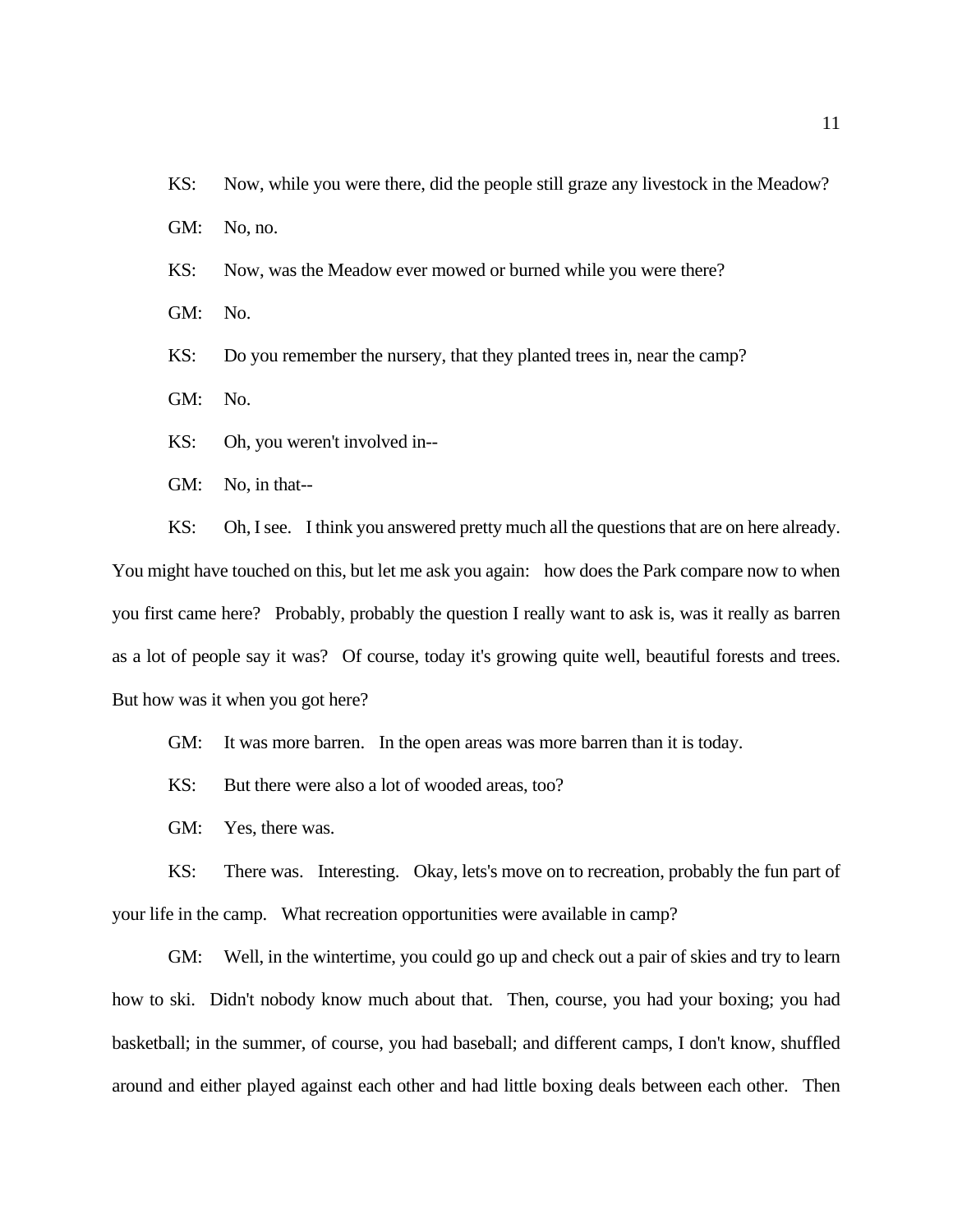KS: Now, while you were there, did the people still graze any livestock in the Meadow?

GM: No, no.

KS: Now, was the Meadow ever mowed or burned while you were there?

GM: No.

KS: Do you remember the nursery, that they planted trees in, near the camp?

GM: No.

KS: Oh, you weren't involved in--

GM: No, in that--

KS: Oh, I see. I think you answered pretty much all the questions that are on here already. You might have touched on this, but let me ask you again: how does the Park compare now to when you first came here? Probably, probably the question I really want to ask is, was it really as barren as a lot of people say it was? Of course, today it's growing quite well, beautiful forests and trees. But how was it when you got here?

GM: It was more barren. In the open areas was more barren than it is today.

KS: But there were also a lot of wooded areas, too?

GM: Yes, there was.

KS: There was. Interesting. Okay, lets's move on to recreation, probably the fun part of your life in the camp. What recreation opportunities were available in camp?

GM: Well, in the wintertime, you could go up and check out a pair of skies and try to learn how to ski. Didn't nobody know much about that. Then, course, you had your boxing; you had basketball; in the summer, of course, you had baseball; and different camps, I don't know, shuffled around and either played against each other and had little boxing deals between each other. Then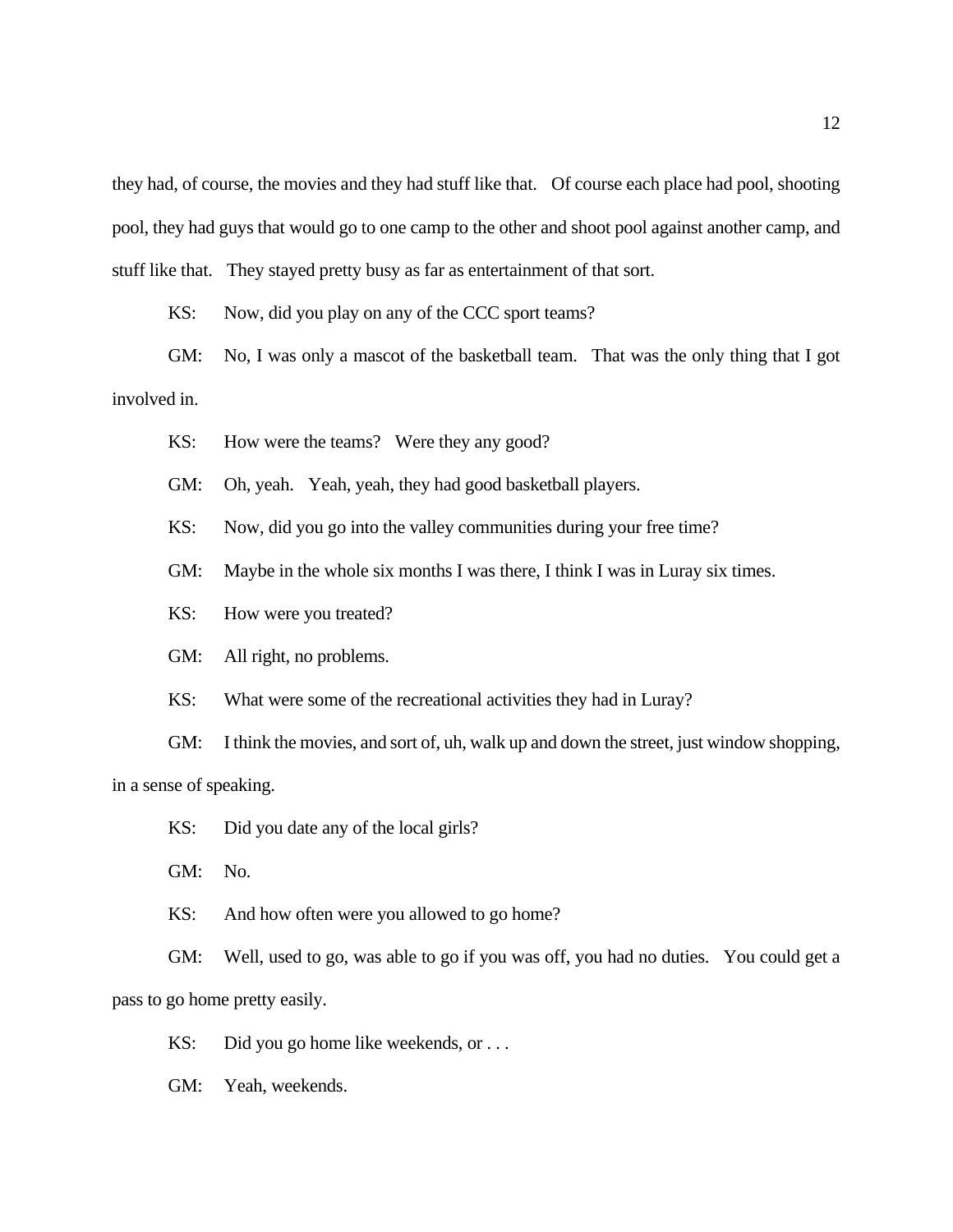they had, of course, the movies and they had stuff like that. Of course each place had pool, shooting pool, they had guys that would go to one camp to the other and shoot pool against another camp, and stuff like that. They stayed pretty busy as far as entertainment of that sort.

KS: Now, did you play on any of the CCC sport teams?

GM: No, I was only a mascot of the basketball team. That was the only thing that I got involved in.

KS: How were the teams? Were they any good?

GM: Oh, yeah. Yeah, yeah, they had good basketball players.

KS: Now, did you go into the valley communities during your free time?

GM: Maybe in the whole six months I was there, I think I was in Luray six times.

KS: How were you treated?

GM: All right, no problems.

KS: What were some of the recreational activities they had in Luray?

GM: I think the movies, and sort of, uh, walk up and down the street, just window shopping, in a sense of speaking.

KS: Did you date any of the local girls?

GM: No.

KS: And how often were you allowed to go home?

GM: Well, used to go, was able to go if you was off, you had no duties. You could get a pass to go home pretty easily.

KS: Did you go home like weekends, or . . .

GM: Yeah, weekends.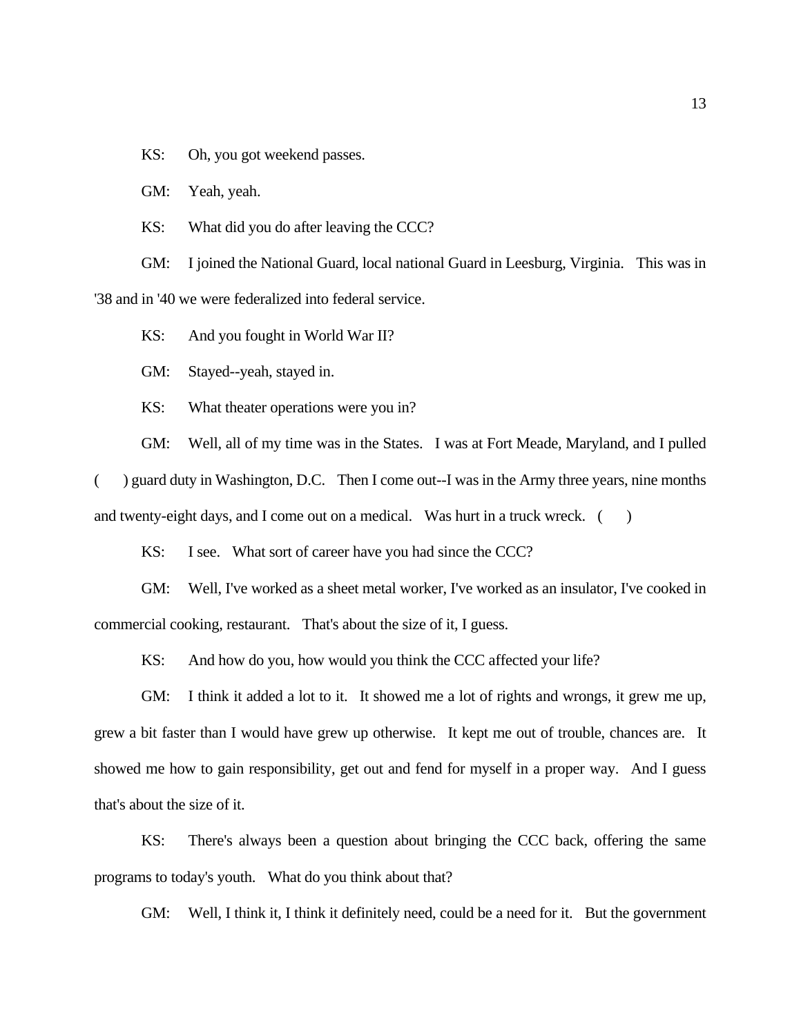KS: Oh, you got weekend passes.

GM: Yeah, yeah.

KS: What did you do after leaving the CCC?

GM: I joined the National Guard, local national Guard in Leesburg, Virginia. This was in '38 and in '40 we were federalized into federal service.

KS: And you fought in World War II?

GM: Stayed--yeah, stayed in.

KS: What theater operations were you in?

GM: Well, all of my time was in the States. I was at Fort Meade, Maryland, and I pulled ( ) guard duty in Washington, D.C. Then I come out--I was in the Army three years, nine months and twenty-eight days, and I come out on a medical. Was hurt in a truck wreck. ( )

KS: I see. What sort of career have you had since the CCC?

GM: Well, I've worked as a sheet metal worker, I've worked as an insulator, I've cooked in commercial cooking, restaurant. That's about the size of it, I guess.

KS: And how do you, how would you think the CCC affected your life?

GM: I think it added a lot to it. It showed me a lot of rights and wrongs, it grew me up, grew a bit faster than I would have grew up otherwise. It kept me out of trouble, chances are. It showed me how to gain responsibility, get out and fend for myself in a proper way. And I guess that's about the size of it.

KS: There's always been a question about bringing the CCC back, offering the same programs to today's youth. What do you think about that?

GM: Well, I think it, I think it definitely need, could be a need for it. But the government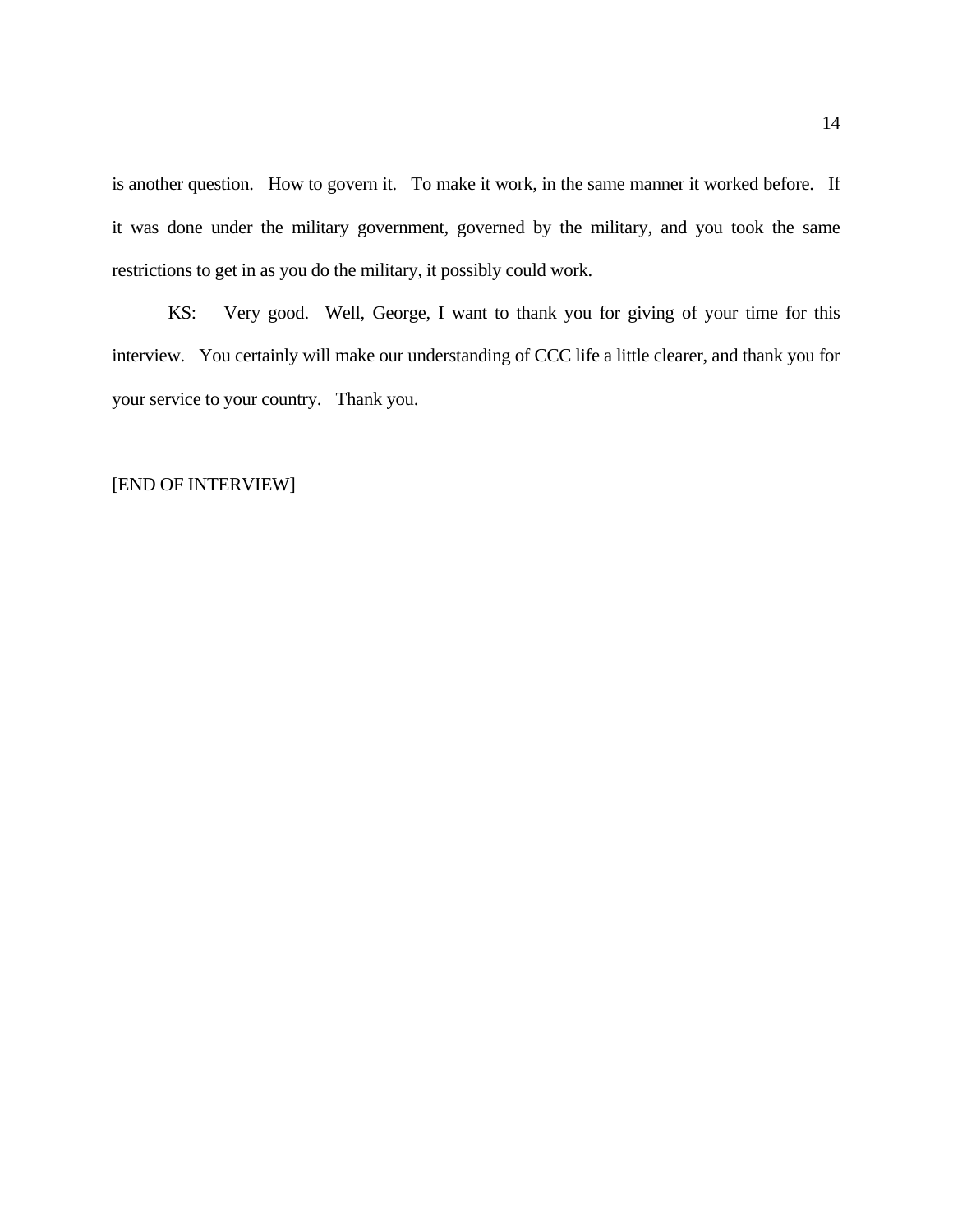is another question. How to govern it. To make it work, in the same manner it worked before. If it was done under the military government, governed by the military, and you took the same restrictions to get in as you do the military, it possibly could work.

KS: Very good. Well, George, I want to thank you for giving of your time for this interview. You certainly will make our understanding of CCC life a little clearer, and thank you for your service to your country. Thank you.

[END OF INTERVIEW]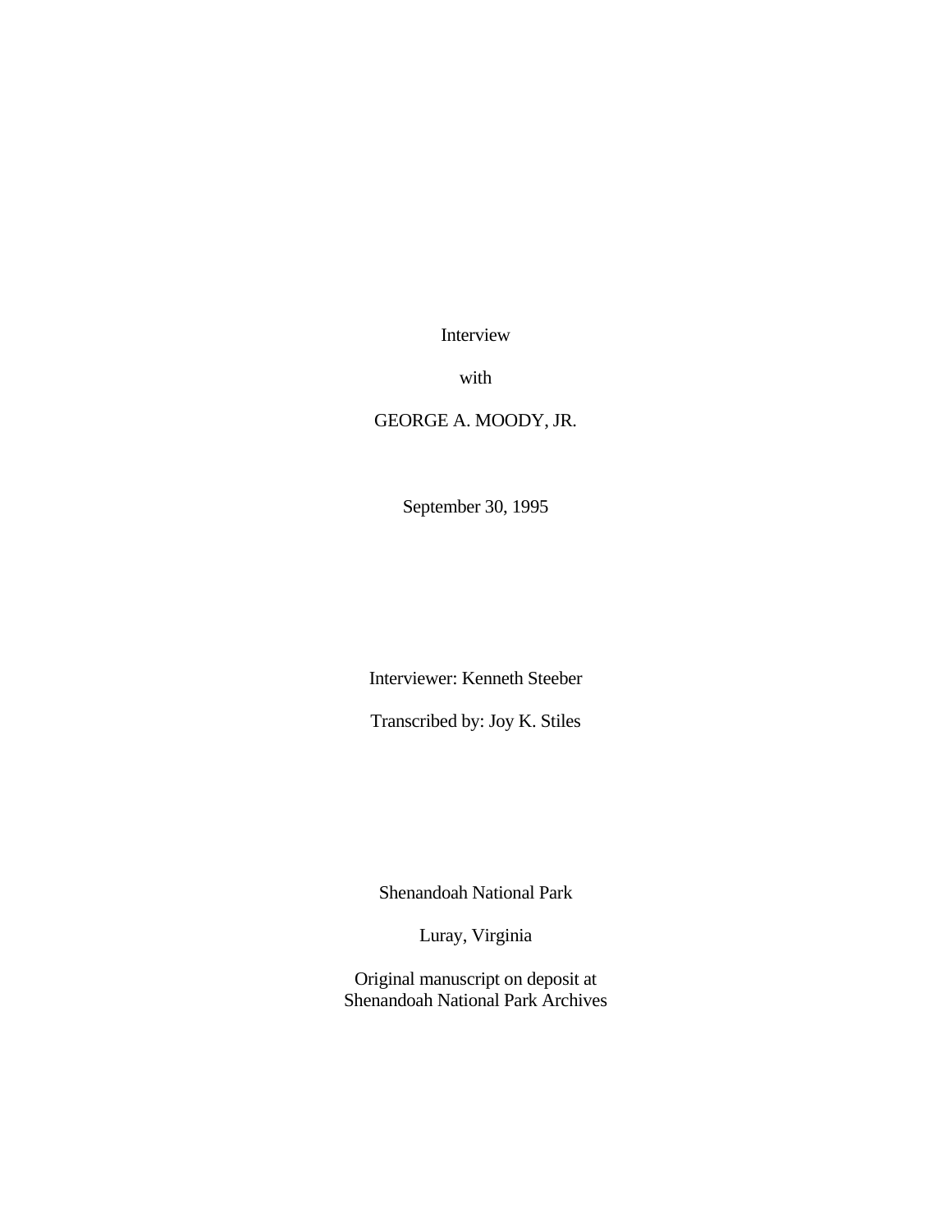Interview

with

GEORGE A. MOODY, JR.

September 30, 1995

Interviewer: Kenneth Steeber

Transcribed by: Joy K. Stiles

Shenandoah National Park

Luray, Virginia

Original manuscript on deposit at
Shenandoah National Park Archives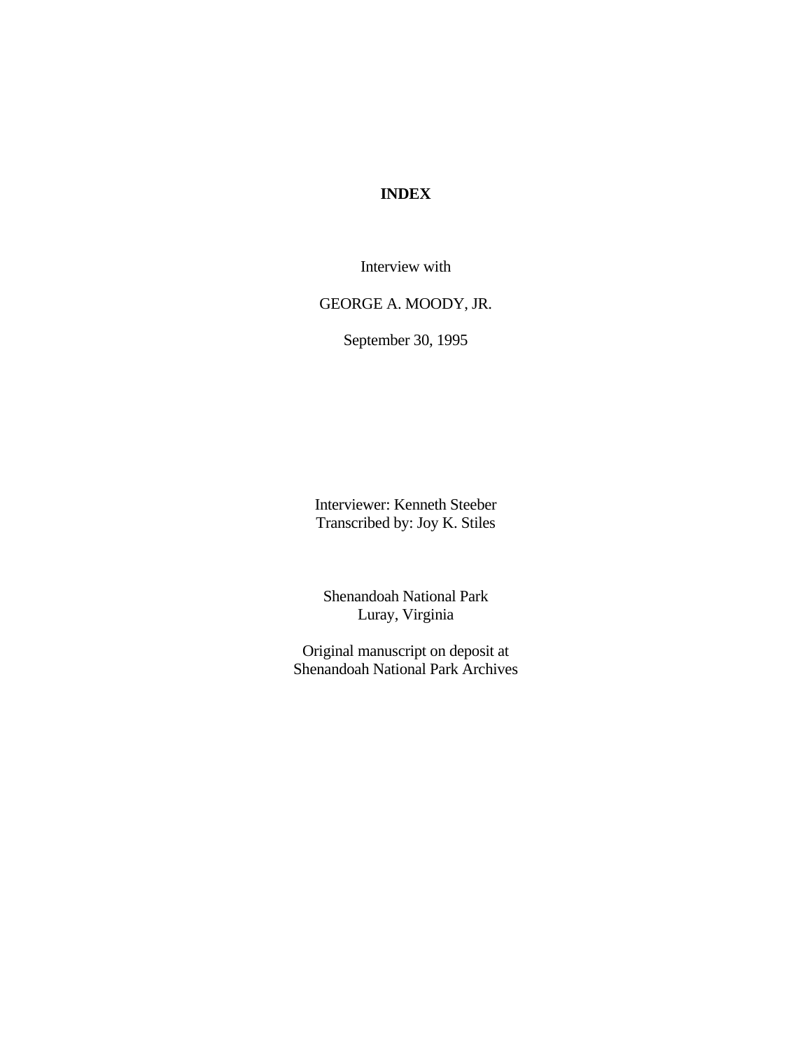# INDEX

Interview with

GEORGE A. MOODY, JR.

September 30, 1995

Interviewer: Kenneth Steeber
Transcribed by: Joy K. Stiles

Shenandoah National Park
Luray, Virginia

Original manuscript on deposit at
Shenandoah National Park Archives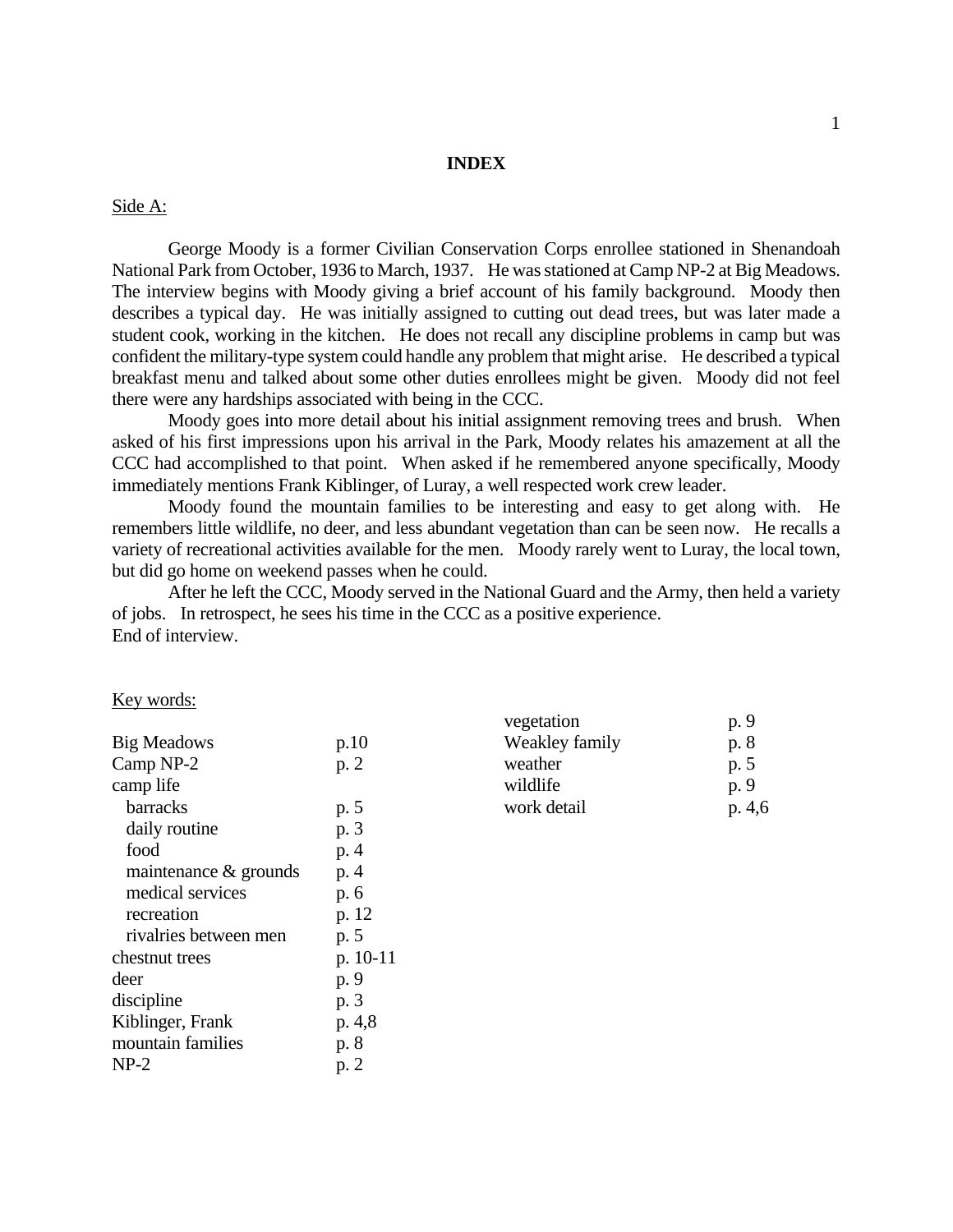**INDEX**

Side A:

George Moody is a former Civilian Conservation Corps enrollee stationed in Shenandoah National Park from October, 1936 to March, 1937. He was stationed at Camp NP-2 at Big Meadows. The interview begins with Moody giving a brief account of his family background. Moody then describes a typical day. He was initially assigned to cutting out dead trees, but was later made a student cook, working in the kitchen. He does not recall any discipline problems in camp but was confident the military-type system could handle any problem that might arise. He described a typical breakfast menu and talked about some other duties enrollees might be given. Moody did not feel there were any hardships associated with being in the CCC.

Moody goes into more detail about his initial assignment removing trees and brush. When asked of his first impressions upon his arrival in the Park, Moody relates his amazement at all the CCC had accomplished to that point. When asked if he remembered anyone specifically, Moody immediately mentions Frank Kiblinger, of Luray, a well respected work crew leader.

Moody found the mountain families to be interesting and easy to get along with. He remembers little wildlife, no deer, and less abundant vegetation than can be seen now. He recalls a variety of recreational activities available for the men. Moody rarely went to Luray, the local town, but did go home on weekend passes when he could.

After he left the CCC, Moody served in the National Guard and the Army, then held a variety of jobs. In retrospect, he sees his time in the CCC as a positive experience.
End of interview.

Key words:

| | |
|---|---|
| Big Meadows | p.10 |
| Camp NP-2 | p. 2 |
| camp life | |
| barracks | p. 5 |
| daily routine | p. 3 |
| food | p. 4 |
| maintenance & grounds | p. 4 |
| medical services | p. 6 |
| recreation | p. 12 |
| rivalries between men | p. 5 |
| chestnut trees | p. 10-11 |
| deer | p. 9 |
| discipline | p. 3 |
| Kiblinger, Frank | p. 4,8 |
| mountain families | p. 8 |
| NP-2 | p. 2 |
| vegetation | p. 9 |
| Weakley family | p. 8 |
| weather | p. 5 |
| wildlife | p. 9 |
| work detail | p. 4,6 |